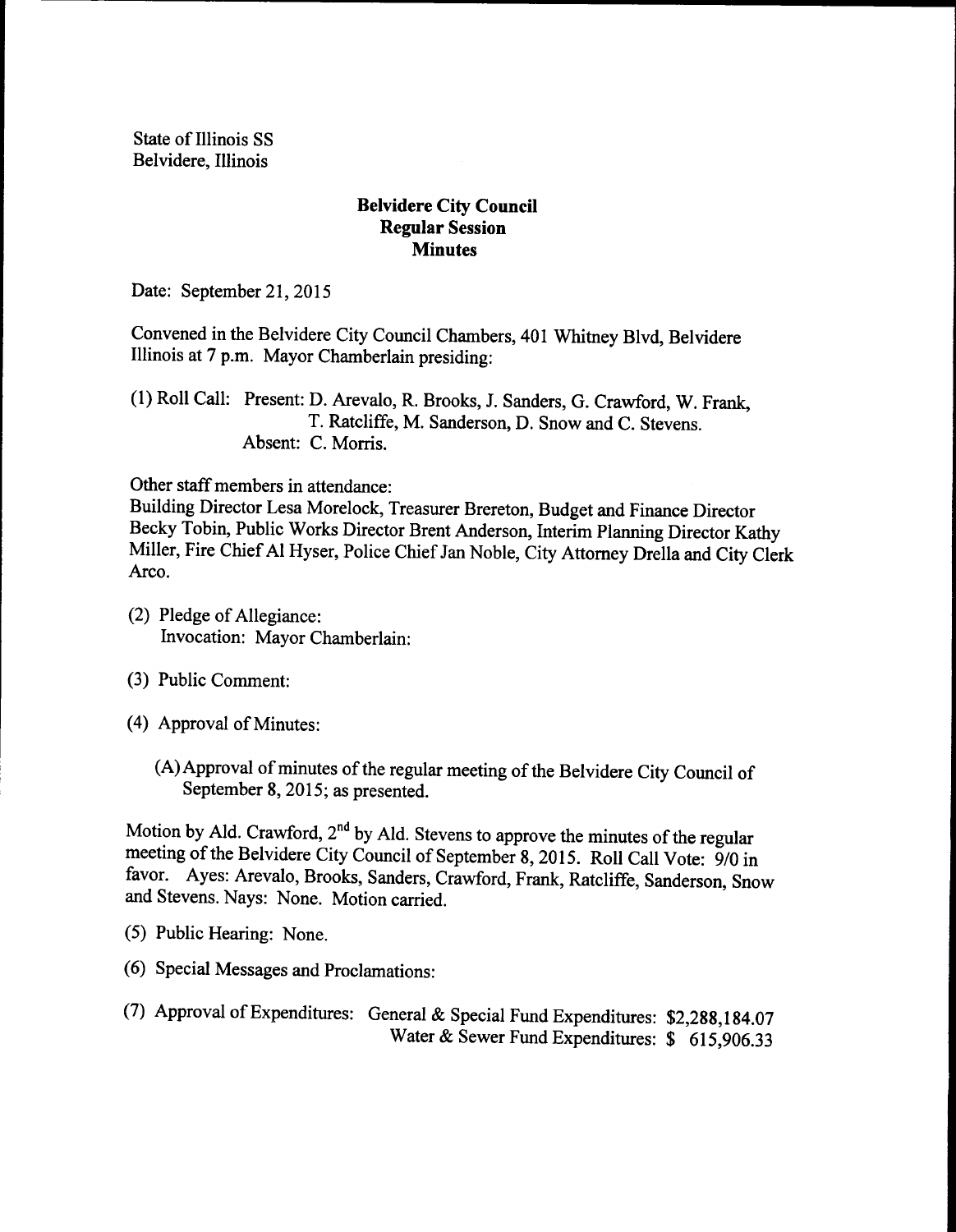State of Illinois SS
Belvidere, Illinois

**Belvidere City Council**
**Regular Session**
**Minutes**

Date: September 21, 2015

Convened in the Belvidere City Council Chambers, 401 Whitney Blvd, Belvidere Illinois at 7 p.m. Mayor Chamberlain presiding:

(1) Roll Call: Present: D. Arevalo, R. Brooks, J. Sanders, G. Crawford, W. Frank, T. Ratcliffe, M. Sanderson, D. Snow and C. Stevens.
Absent: C. Morris.

Other staff members in attendance:
Building Director Lesa Morelock, Treasurer Brereton, Budget and Finance Director Becky Tobin, Public Works Director Brent Anderson, Interim Planning Director Kathy Miller, Fire Chief Al Hyser, Police Chief Jan Noble, City Attorney Drella and City Clerk Arco.

(2) Pledge of Allegiance:
Invocation: Mayor Chamberlain:

(3) Public Comment:

(4) Approval of Minutes:

(A) Approval of minutes of the regular meeting of the Belvidere City Council of September 8, 2015; as presented.

Motion by Ald. Crawford, 2nd by Ald. Stevens to approve the minutes of the regular meeting of the Belvidere City Council of September 8, 2015. Roll Call Vote: 9/0 in favor. Ayes: Arevalo, Brooks, Sanders, Crawford, Frank, Ratcliffe, Sanderson, Snow and Stevens. Nays: None. Motion carried.

(5) Public Hearing: None.

(6) Special Messages and Proclamations:

(7) Approval of Expenditures: General & Special Fund Expenditures: $2,288,184.07
Water & Sewer Fund Expenditures: $ 615,906.33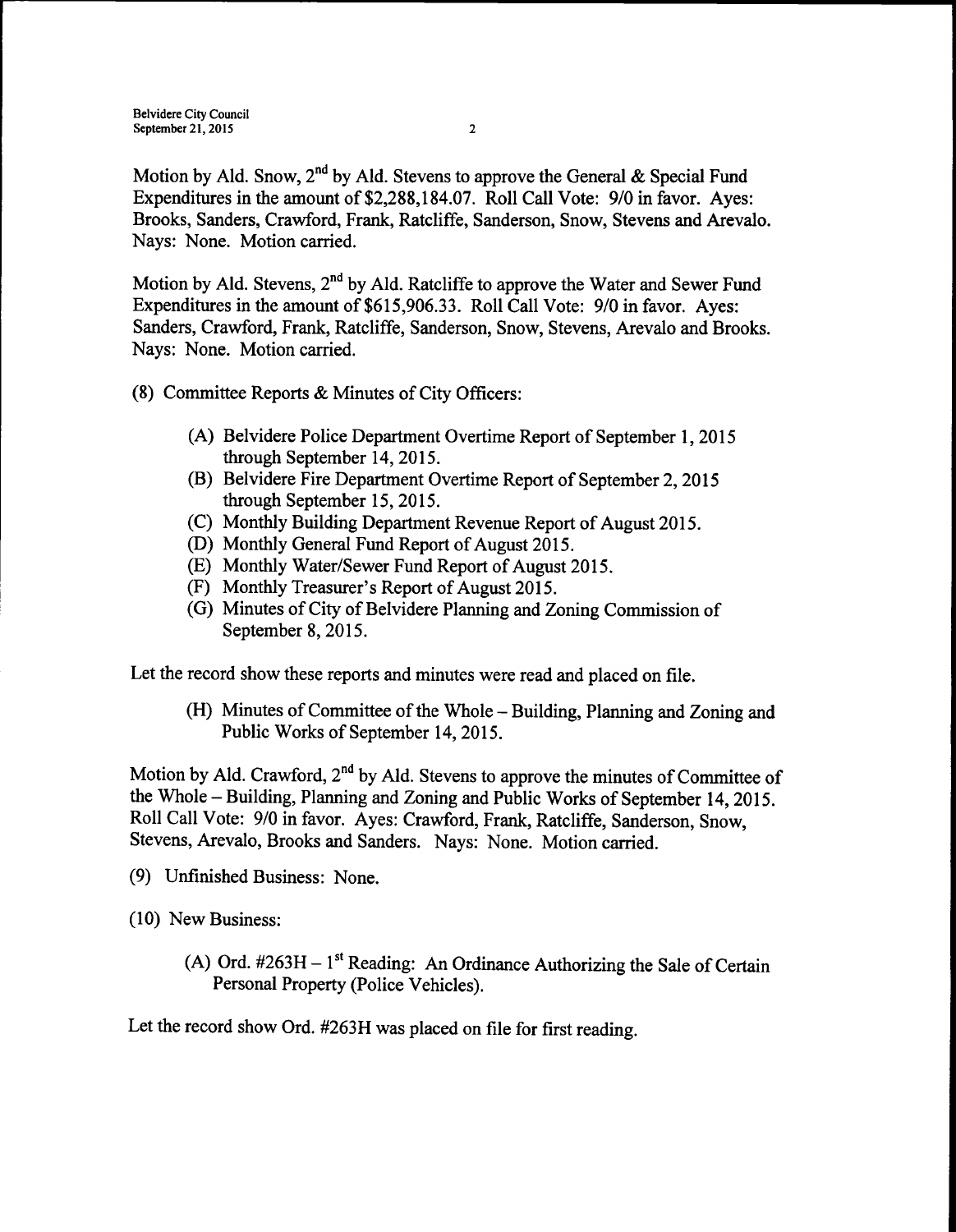Motion by Ald. Snow, 2nd by Ald. Stevens to approve the General & Special Fund Expenditures in the amount of $2,288,184.07. Roll Call Vote: 9/0 in favor. Ayes: Brooks, Sanders, Crawford, Frank, Ratcliffe, Sanderson, Snow, Stevens and Arevalo. Nays: None. Motion carried.

Motion by Ald. Stevens, 2nd by Ald. Ratcliffe to approve the Water and Sewer Fund Expenditures in the amount of $615,906.33. Roll Call Vote: 9/0 in favor. Ayes: Sanders, Crawford, Frank, Ratcliffe, Sanderson, Snow, Stevens, Arevalo and Brooks. Nays: None. Motion carried.

(8) Committee Reports & Minutes of City Officers:

> (A) Belvidere Police Department Overtime Report of September 1, 2015 through September 14, 2015.
> (B) Belvidere Fire Department Overtime Report of September 2, 2015 through September 15, 2015.
> (C) Monthly Building Department Revenue Report of August 2015.
> (D) Monthly General Fund Report of August 2015.
> (E) Monthly Water/Sewer Fund Report of August 2015.
> (F) Monthly Treasurer's Report of August 2015.
> (G) Minutes of City of Belvidere Planning and Zoning Commission of September 8, 2015.

Let the record show these reports and minutes were read and placed on file.

> (H) Minutes of Committee of the Whole – Building, Planning and Zoning and Public Works of September 14, 2015.

Motion by Ald. Crawford, 2nd by Ald. Stevens to approve the minutes of Committee of the Whole – Building, Planning and Zoning and Public Works of September 14, 2015. Roll Call Vote: 9/0 in favor. Ayes: Crawford, Frank, Ratcliffe, Sanderson, Snow, Stevens, Arevalo, Brooks and Sanders. Nays: None. Motion carried.

(9) Unfinished Business: None.

(10) New Business:

> (A) Ord. #263H – 1st Reading: An Ordinance Authorizing the Sale of Certain Personal Property (Police Vehicles).

Let the record show Ord. #263H was placed on file for first reading.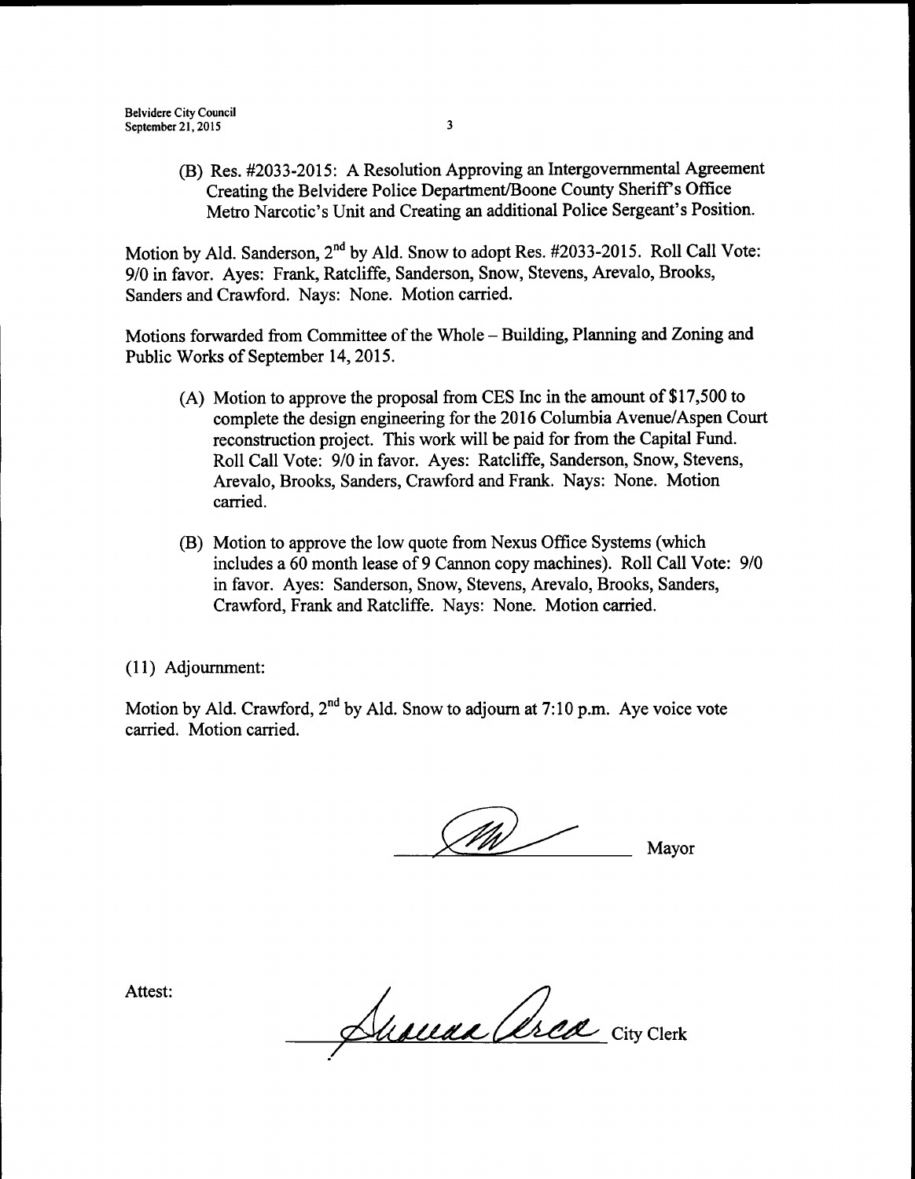(B) Res. #2033-2015: A Resolution Approving an Intergovernmental Agreement Creating the Belvidere Police Department/Boone County Sheriff's Office Metro Narcotic's Unit and Creating an additional Police Sergeant's Position.

Motion by Ald. Sanderson, 2nd by Ald. Snow to adopt Res. #2033-2015. Roll Call Vote: 9/0 in favor. Ayes: Frank, Ratcliffe, Sanderson, Snow, Stevens, Arevalo, Brooks, Sanders and Crawford. Nays: None. Motion carried.

Motions forwarded from Committee of the Whole – Building, Planning and Zoning and Public Works of September 14, 2015.

(A) Motion to approve the proposal from CES Inc in the amount of $17,500 to complete the design engineering for the 2016 Columbia Avenue/Aspen Court reconstruction project. This work will be paid for from the Capital Fund. Roll Call Vote: 9/0 in favor. Ayes: Ratcliffe, Sanderson, Snow, Stevens, Arevalo, Brooks, Sanders, Crawford and Frank. Nays: None. Motion carried.

(B) Motion to approve the low quote from Nexus Office Systems (which includes a 60 month lease of 9 Cannon copy machines). Roll Call Vote: 9/0 in favor. Ayes: Sanderson, Snow, Stevens, Arevalo, Brooks, Sanders, Crawford, Frank and Ratcliffe. Nays: None. Motion carried.

(11) Adjournment:

Motion by Ald. Crawford, 2nd by Ald. Snow to adjourn at 7:10 p.m. Aye voice vote carried. Motion carried.

_______________ Mayor

Attest:

_______________ City Clerk